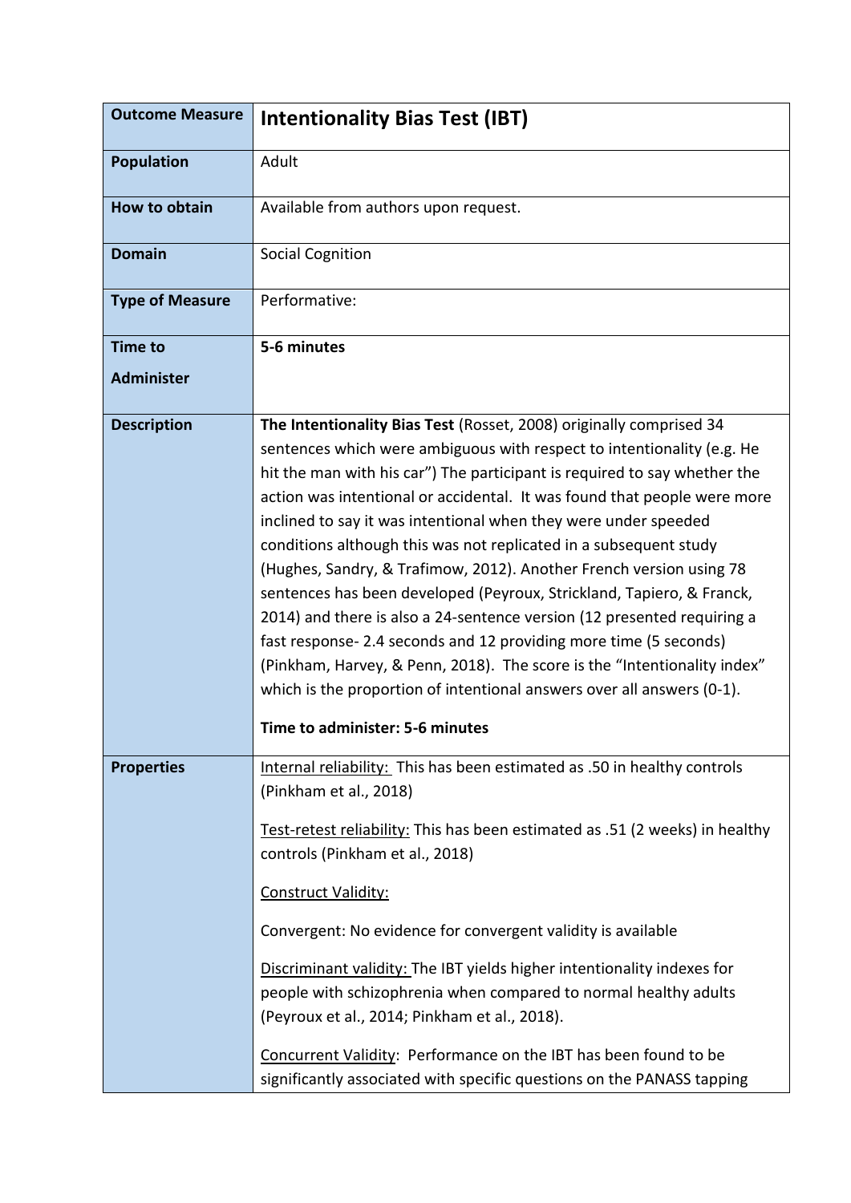| Outcome Measure | **Intentionality Bias Test (IBT)** |
|---|---|
| **Population** | Adult |
| **How to obtain** | Available from authors upon request. |
| **Domain** | Social Cognition |
| **Type of Measure** | Performative: |
| **Time to Administer** | **5-6 minutes** |
| **Description** | **The Intentionality Bias Test** (Rosset, 2008) originally comprised 34 sentences which were ambiguous with respect to intentionality (e.g. He hit the man with his car") The participant is required to say whether the action was intentional or accidental. It was found that people were more inclined to say it was intentional when they were under speeded conditions although this was not replicated in a subsequent study (Hughes, Sandry, & Trafimow, 2012). Another French version using 78 sentences has been developed (Peyroux, Strickland, Tapiero, & Franck, 2014) and there is also a 24-sentence version (12 presented requiring a fast response- 2.4 seconds and 12 providing more time (5 seconds) (Pinkham, Harvey, & Penn, 2018). The score is the "Intentionality index" which is the proportion of intentional answers over all answers (0-1).<br><br>**Time to administer: 5-6 minutes** |
| **Properties** | Internal reliability: This has been estimated as .50 in healthy controls (Pinkham et al., 2018)<br><br>Test-retest reliability: This has been estimated as .51 (2 weeks) in healthy controls (Pinkham et al., 2018)<br><br>Construct Validity:<br><br>Convergent: No evidence for convergent validity is available<br><br>Discriminant validity: The IBT yields higher intentionality indexes for people with schizophrenia when compared to normal healthy adults (Peyroux et al., 2014; Pinkham et al., 2018).<br><br>Concurrent Validity: Performance on the IBT has been found to be significantly associated with specific questions on the PANASS tapping |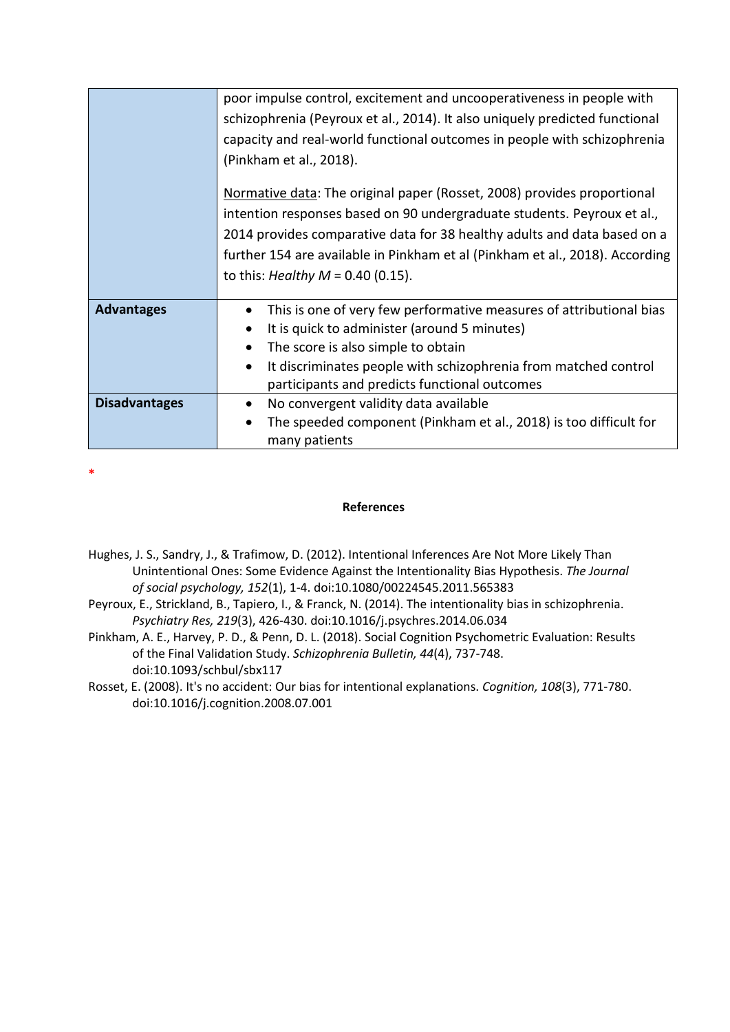| | |
|---|---|
| | poor impulse control, excitement and uncooperativeness in people with schizophrenia (Peyroux et al., 2014). It also uniquely predicted functional capacity and real-world functional outcomes in people with schizophrenia (Pinkham et al., 2018).<br><br>Normative data: The original paper (Rosset, 2008) provides proportional intention responses based on 90 undergraduate students. Peyroux et al., 2014 provides comparative data for 38 healthy adults and data based on a further 154 are available in Pinkham et al (Pinkham et al., 2018). According to this: *Healthy M* = 0.40 (0.15). |
| **Advantages** | • This is one of very few performative measures of attributional bias<br>• It is quick to administer (around 5 minutes)<br>• The score is also simple to obtain<br>• It discriminates people with schizophrenia from matched control participants and predicts functional outcomes |
| **Disadvantages** | • No convergent validity data available<br>• The speeded component (Pinkham et al., 2018) is too difficult for many patients |

*

**References**

Hughes, J. S., Sandry, J., & Trafimow, D. (2012). Intentional Inferences Are Not More Likely Than Unintentional Ones: Some Evidence Against the Intentionality Bias Hypothesis. *The Journal of social psychology, 152*(1), 1-4. doi:10.1080/00224545.2011.565383

Peyroux, E., Strickland, B., Tapiero, I., & Franck, N. (2014). The intentionality bias in schizophrenia. *Psychiatry Res, 219*(3), 426-430. doi:10.1016/j.psychres.2014.06.034

Pinkham, A. E., Harvey, P. D., & Penn, D. L. (2018). Social Cognition Psychometric Evaluation: Results of the Final Validation Study. *Schizophrenia Bulletin, 44*(4), 737-748. doi:10.1093/schbul/sbx117

Rosset, E. (2008). It's no accident: Our bias for intentional explanations. *Cognition, 108*(3), 771-780. doi:10.1016/j.cognition.2008.07.001